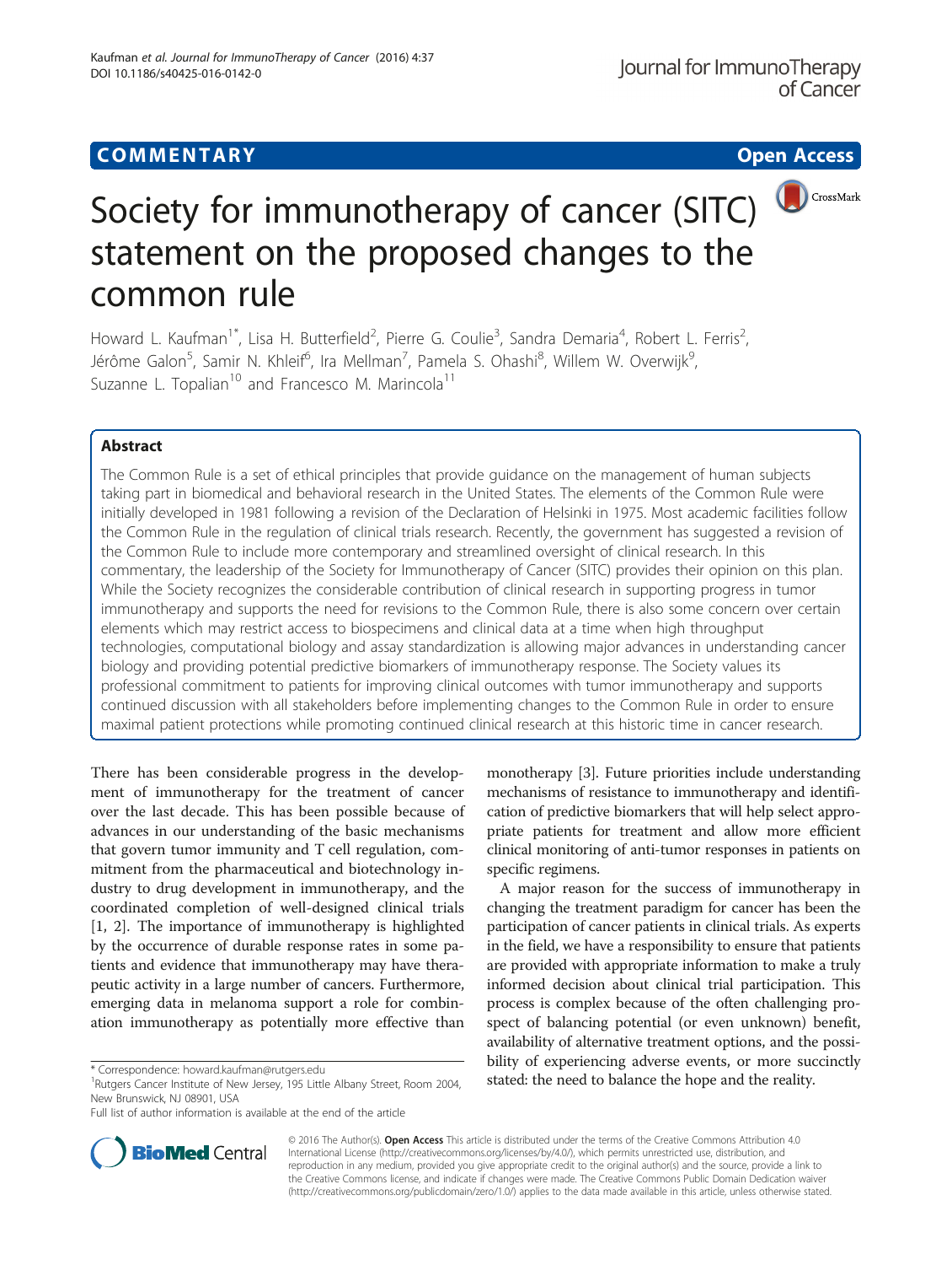**COMMENTARY** **Open Access**

# Society for immunotherapy of cancer (SITC) statement on the proposed changes to the common rule

Howard L. Kaufman[1*], Lisa H. Butterfield[2], Pierre G. Coulie[3], Sandra Demaria[4], Robert L. Ferris[2], Jérôme Galon[5], Samir N. Khleif[6], Ira Mellman[7], Pamela S. Ohashi[8], Willem W. Overwijk[9], Suzanne L. Topalian[10] and Francesco M. Marincola[11]

## Abstract

The Common Rule is a set of ethical principles that provide guidance on the management of human subjects taking part in biomedical and behavioral research in the United States. The elements of the Common Rule were initially developed in 1981 following a revision of the Declaration of Helsinki in 1975. Most academic facilities follow the Common Rule in the regulation of clinical trials research. Recently, the government has suggested a revision of the Common Rule to include more contemporary and streamlined oversight of clinical research. In this commentary, the leadership of the Society for Immunotherapy of Cancer (SITC) provides their opinion on this plan. While the Society recognizes the considerable contribution of clinical research in supporting progress in tumor immunotherapy and supports the need for revisions to the Common Rule, there is also some concern over certain elements which may restrict access to biospecimens and clinical data at a time when high throughput technologies, computational biology and assay standardization is allowing major advances in understanding cancer biology and providing potential predictive biomarkers of immunotherapy response. The Society values its professional commitment to patients for improving clinical outcomes with tumor immunotherapy and supports continued discussion with all stakeholders before implementing changes to the Common Rule in order to ensure maximal patient protections while promoting continued clinical research at this historic time in cancer research.

There has been considerable progress in the development of immunotherapy for the treatment of cancer over the last decade. This has been possible because of advances in our understanding of the basic mechanisms that govern tumor immunity and T cell regulation, commitment from the pharmaceutical and biotechnology industry to drug development in immunotherapy, and the coordinated completion of well-designed clinical trials [1, 2]. The importance of immunotherapy is highlighted by the occurrence of durable response rates in some patients and evidence that immunotherapy may have therapeutic activity in a large number of cancers. Furthermore, emerging data in melanoma support a role for combination immunotherapy as potentially more effective than monotherapy [3]. Future priorities include understanding mechanisms of resistance to immunotherapy and identification of predictive biomarkers that will help select appropriate patients for treatment and allow more efficient clinical monitoring of anti-tumor responses in patients on specific regimens.

A major reason for the success of immunotherapy in changing the treatment paradigm for cancer has been the participation of cancer patients in clinical trials. As experts in the field, we have a responsibility to ensure that patients are provided with appropriate information to make a truly informed decision about clinical trial participation. This process is complex because of the often challenging prospect of balancing potential (or even unknown) benefit, availability of alternative treatment options, and the possibility of experiencing adverse events, or more succinctly stated: the need to balance the hope and the reality.

\* Correspondence: howard.kaufman@rutgers.edu
[1]Rutgers Cancer Institute of New Jersey, 195 Little Albany Street, Room 2004, New Brunswick, NJ 08901, USA
Full list of author information is available at the end of the article

© 2016 The Author(s). **Open Access** This article is distributed under the terms of the Creative Commons Attribution 4.0 International License (http://creativecommons.org/licenses/by/4.0/), which permits unrestricted use, distribution, and reproduction in any medium, provided you give appropriate credit to the original author(s) and the source, provide a link to the Creative Commons license, and indicate if changes were made. The Creative Commons Public Domain Dedication waiver (http://creativecommons.org/publicdomain/zero/1.0/) applies to the data made available in this article, unless otherwise stated.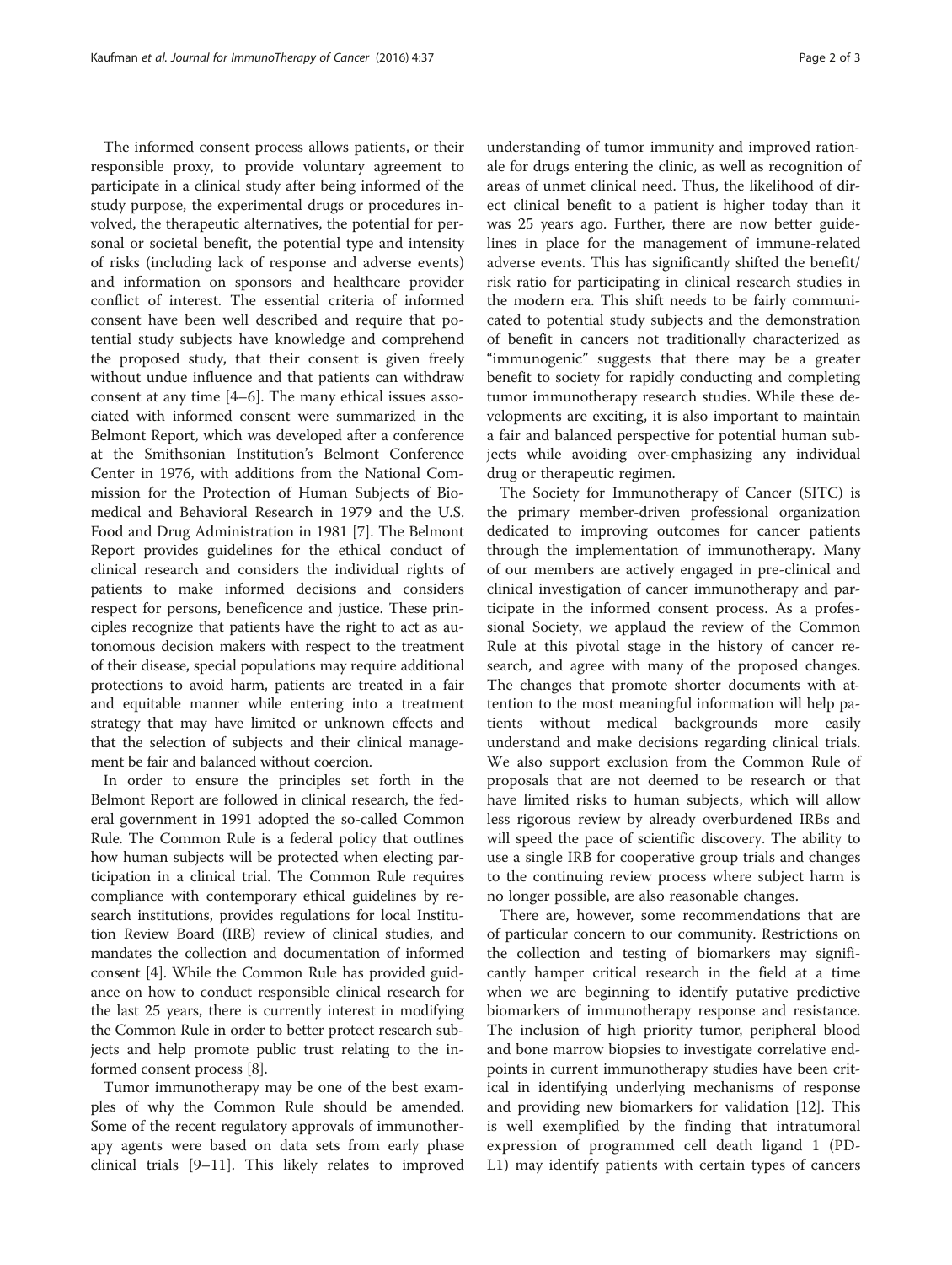The informed consent process allows patients, or their responsible proxy, to provide voluntary agreement to participate in a clinical study after being informed of the study purpose, the experimental drugs or procedures involved, the therapeutic alternatives, the potential for personal or societal benefit, the potential type and intensity of risks (including lack of response and adverse events) and information on sponsors and healthcare provider conflict of interest. The essential criteria of informed consent have been well described and require that potential study subjects have knowledge and comprehend the proposed study, that their consent is given freely without undue influence and that patients can withdraw consent at any time [4–6]. The many ethical issues associated with informed consent were summarized in the Belmont Report, which was developed after a conference at the Smithsonian Institution's Belmont Conference Center in 1976, with additions from the National Commission for the Protection of Human Subjects of Biomedical and Behavioral Research in 1979 and the U.S. Food and Drug Administration in 1981 [7]. The Belmont Report provides guidelines for the ethical conduct of clinical research and considers the individual rights of patients to make informed decisions and considers respect for persons, beneficence and justice. These principles recognize that patients have the right to act as autonomous decision makers with respect to the treatment of their disease, special populations may require additional protections to avoid harm, patients are treated in a fair and equitable manner while entering into a treatment strategy that may have limited or unknown effects and that the selection of subjects and their clinical management be fair and balanced without coercion.

In order to ensure the principles set forth in the Belmont Report are followed in clinical research, the federal government in 1991 adopted the so-called Common Rule. The Common Rule is a federal policy that outlines how human subjects will be protected when electing participation in a clinical trial. The Common Rule requires compliance with contemporary ethical guidelines by research institutions, provides regulations for local Institution Review Board (IRB) review of clinical studies, and mandates the collection and documentation of informed consent [4]. While the Common Rule has provided guidance on how to conduct responsible clinical research for the last 25 years, there is currently interest in modifying the Common Rule in order to better protect research subjects and help promote public trust relating to the informed consent process [8].

Tumor immunotherapy may be one of the best examples of why the Common Rule should be amended. Some of the recent regulatory approvals of immunotherapy agents were based on data sets from early phase clinical trials [9–11]. This likely relates to improved understanding of tumor immunity and improved rationale for drugs entering the clinic, as well as recognition of areas of unmet clinical need. Thus, the likelihood of direct clinical benefit to a patient is higher today than it was 25 years ago. Further, there are now better guidelines in place for the management of immune-related adverse events. This has significantly shifted the benefit/risk ratio for participating in clinical research studies in the modern era. This shift needs to be fairly communicated to potential study subjects and the demonstration of benefit in cancers not traditionally characterized as "immunogenic" suggests that there may be a greater benefit to society for rapidly conducting and completing tumor immunotherapy research studies. While these developments are exciting, it is also important to maintain a fair and balanced perspective for potential human subjects while avoiding over-emphasizing any individual drug or therapeutic regimen.

The Society for Immunotherapy of Cancer (SITC) is the primary member-driven professional organization dedicated to improving outcomes for cancer patients through the implementation of immunotherapy. Many of our members are actively engaged in pre-clinical and clinical investigation of cancer immunotherapy and participate in the informed consent process. As a professional Society, we applaud the review of the Common Rule at this pivotal stage in the history of cancer research, and agree with many of the proposed changes. The changes that promote shorter documents with attention to the most meaningful information will help patients without medical backgrounds more easily understand and make decisions regarding clinical trials. We also support exclusion from the Common Rule of proposals that are not deemed to be research or that have limited risks to human subjects, which will allow less rigorous review by already overburdened IRBs and will speed the pace of scientific discovery. The ability to use a single IRB for cooperative group trials and changes to the continuing review process where subject harm is no longer possible, are also reasonable changes.

There are, however, some recommendations that are of particular concern to our community. Restrictions on the collection and testing of biomarkers may significantly hamper critical research in the field at a time when we are beginning to identify putative predictive biomarkers of immunotherapy response and resistance. The inclusion of high priority tumor, peripheral blood and bone marrow biopsies to investigate correlative endpoints in current immunotherapy studies have been critical in identifying underlying mechanisms of response and providing new biomarkers for validation [12]. This is well exemplified by the finding that intratumoral expression of programmed cell death ligand 1 (PD-L1) may identify patients with certain types of cancers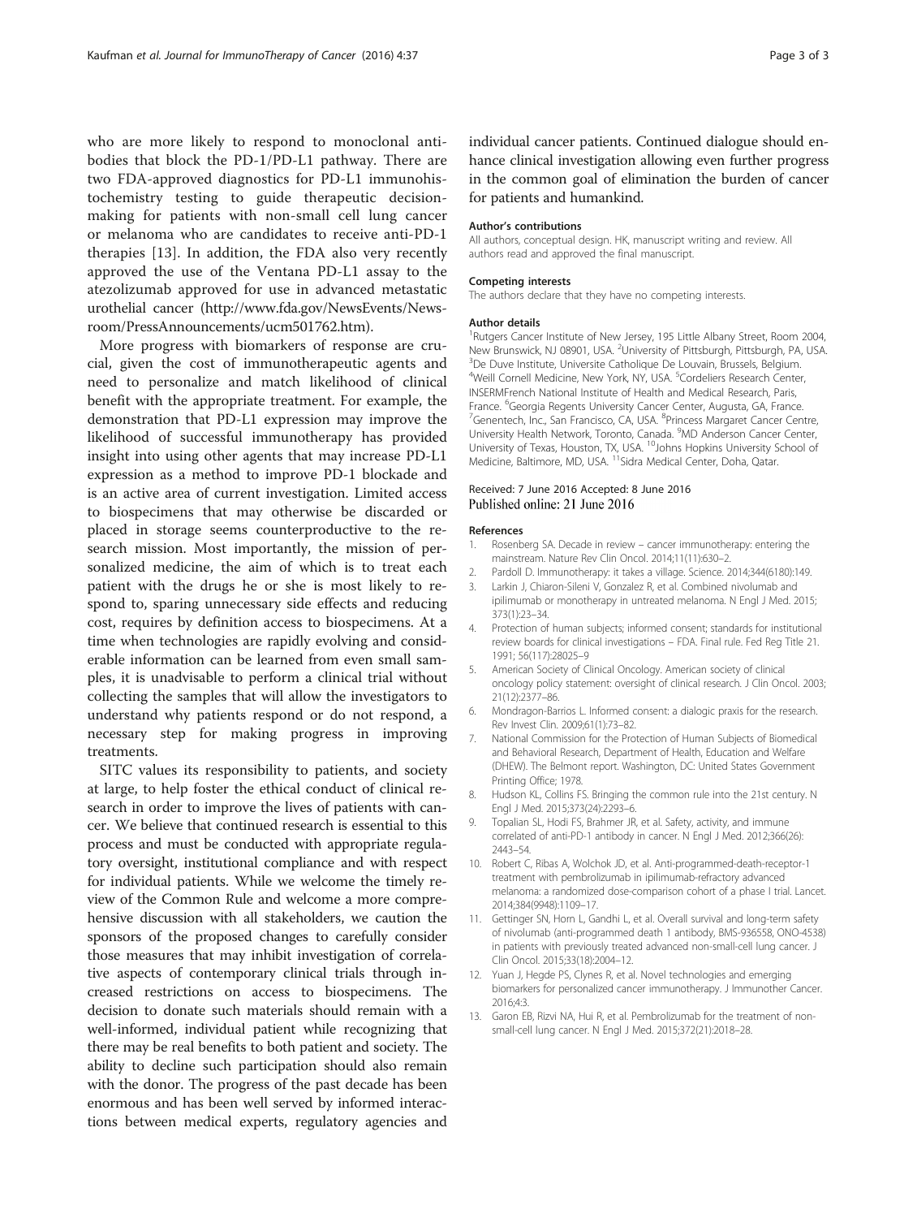who are more likely to respond to monoclonal antibodies that block the PD-1/PD-L1 pathway. There are two FDA-approved diagnostics for PD-L1 immunohistochemistry testing to guide therapeutic decision-making for patients with non-small cell lung cancer or melanoma who are candidates to receive anti-PD-1 therapies [13]. In addition, the FDA also very recently approved the use of the Ventana PD-L1 assay to the atezolizumab approved for use in advanced metastatic urothelial cancer (http://www.fda.gov/NewsEvents/Newsroom/PressAnnouncements/ucm501762.htm).

More progress with biomarkers of response are crucial, given the cost of immunotherapeutic agents and need to personalize and match likelihood of clinical benefit with the appropriate treatment. For example, the demonstration that PD-L1 expression may improve the likelihood of successful immunotherapy has provided insight into using other agents that may increase PD-L1 expression as a method to improve PD-1 blockade and is an active area of current investigation. Limited access to biospecimens that may otherwise be discarded or placed in storage seems counterproductive to the research mission. Most importantly, the mission of personalized medicine, the aim of which is to treat each patient with the drugs he or she is most likely to respond to, sparing unnecessary side effects and reducing cost, requires by definition access to biospecimens. At a time when technologies are rapidly evolving and considerable information can be learned from even small samples, it is unadvisable to perform a clinical trial without collecting the samples that will allow the investigators to understand why patients respond or do not respond, a necessary step for making progress in improving treatments.

SITC values its responsibility to patients, and society at large, to help foster the ethical conduct of clinical research in order to improve the lives of patients with cancer. We believe that continued research is essential to this process and must be conducted with appropriate regulatory oversight, institutional compliance and with respect for individual patients. While we welcome the timely review of the Common Rule and welcome a more comprehensive discussion with all stakeholders, we caution the sponsors of the proposed changes to carefully consider those measures that may inhibit investigation of correlative aspects of contemporary clinical trials through increased restrictions on access to biospecimens. The decision to donate such materials should remain with a well-informed, individual patient while recognizing that there may be real benefits to both patient and society. The ability to decline such participation should also remain with the donor. The progress of the past decade has been enormous and has been well served by informed interactions between medical experts, regulatory agencies and individual cancer patients. Continued dialogue should enhance clinical investigation allowing even further progress in the common goal of elimination the burden of cancer for patients and humankind.

#### Author's contributions
All authors, conceptual design. HK, manuscript writing and review. All authors read and approved the final manuscript.

#### Competing interests
The authors declare that they have no competing interests.

#### Author details
[1]Rutgers Cancer Institute of New Jersey, 195 Little Albany Street, Room 2004, New Brunswick, NJ 08901, USA. [2]University of Pittsburgh, Pittsburgh, PA, USA. [3]De Duve Institute, Universite Catholique De Louvain, Brussels, Belgium. [4]Weill Cornell Medicine, New York, NY, USA. [5]Cordeliers Research Center, INSERMFrench National Institute of Health and Medical Research, Paris, France. [6]Georgia Regents University Cancer Center, Augusta, GA, France. [7]Genentech, Inc., San Francisco, CA, USA. [8]Princess Margaret Cancer Centre, University Health Network, Toronto, Canada. [9]MD Anderson Cancer Center, University of Texas, Houston, TX, USA. [10]Johns Hopkins University School of Medicine, Baltimore, MD, USA. [11]Sidra Medical Center, Doha, Qatar.

Received: 7 June 2016 Accepted: 8 June 2016
Published online: 21 June 2016

#### References
1. Rosenberg SA. Decade in review – cancer immunotherapy: entering the mainstream. Nature Rev Clin Oncol. 2014;11(11):630–2.
2. Pardoll D. Immunotherapy: it takes a village. Science. 2014;344(6180):149.
3. Larkin J, Chiaron-Sileni V, Gonzalez R, et al. Combined nivolumab and ipilimumab or monotherapy in untreated melanoma. N Engl J Med. 2015; 373(1):23–34.
4. Protection of human subjects; informed consent; standards for institutional review boards for clinical investigations – FDA. Final rule. Fed Reg Title 21. 1991; 56(117):28025–9
5. American Society of Clinical Oncology. American society of clinical oncology policy statement: oversight of clinical research. J Clin Oncol. 2003; 21(12):2377–86.
6. Mondragon-Barrios L. Informed consent: a dialogic praxis for the research. Rev Invest Clin. 2009;61(1):73–82.
7. National Commission for the Protection of Human Subjects of Biomedical and Behavioral Research, Department of Health, Education and Welfare (DHEW). The Belmont report. Washington, DC: United States Government Printing Office; 1978.
8. Hudson KL, Collins FS. Bringing the common rule into the 21st century. N Engl J Med. 2015;373(24):2293–6.
9. Topalian SL, Hodi FS, Brahmer JR, et al. Safety, activity, and immune correlated of anti-PD-1 antibody in cancer. N Engl J Med. 2012;366(26): 2443–54.
10. Robert C, Ribas A, Wolchok JD, et al. Anti-programmed-death-receptor-1 treatment with pembrolizumab in ipilimumab-refractory advanced melanoma: a randomized dose-comparison cohort of a phase I trial. Lancet. 2014;384(9948):1109–17.
11. Gettinger SN, Horn L, Gandhi L, et al. Overall survival and long-term safety of nivolumab (anti-programmed death 1 antibody, BMS-936558, ONO-4538) in patients with previously treated advanced non-small-cell lung cancer. J Clin Oncol. 2015;33(18):2004–12.
12. Yuan J, Hegde PS, Clynes R, et al. Novel technologies and emerging biomarkers for personalized cancer immunotherapy. J Immunother Cancer. 2016;4:3.
13. Garon EB, Rizvi NA, Hui R, et al. Pembrolizumab for the treatment of non-small-cell lung cancer. N Engl J Med. 2015;372(21):2018–28.